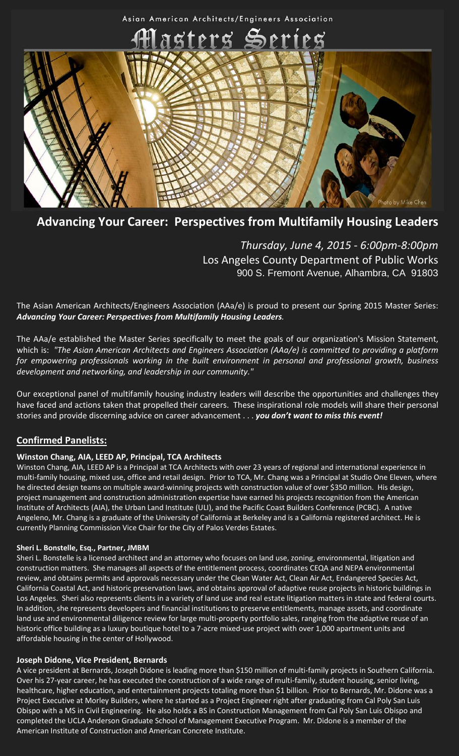Asian American Architects/Engineers Association

# Masters Series

Photo by Mike Chen

## Advancing Your Career: Perspectives from Multifamily Housing Leaders

*Thursday, June 4, 2015 - 6:00pm-8:00pm*
Los Angeles County Department of Public Works
900 S. Fremont Avenue, Alhambra, CA 91803

The Asian American Architects/Engineers Association (AAa/e) is proud to present our Spring 2015 Master Series: ***Advancing Your Career: Perspectives from Multifamily Housing Leaders****.*

The AAa/e established the Master Series specifically to meet the goals of our organization's Mission Statement, which is: *"The Asian American Architects and Engineers Association (AAa/e) is committed to providing a platform for empowering professionals working in the built environment in personal and professional growth, business development and networking, and leadership in our community."*

Our exceptional panel of multifamily housing industry leaders will describe the opportunities and challenges they have faced and actions taken that propelled their careers. These inspirational role models will share their personal stories and provide discerning advice on career advancement . . . ***you don't want to miss this event!***

### Confirmed Panelists:

**Winston Chang, AIA, LEED AP, Principal, TCA Architects**

Winston Chang, AIA, LEED AP is a Principal at TCA Architects with over 23 years of regional and international experience in multi-family housing, mixed use, office and retail design. Prior to TCA, Mr. Chang was a Principal at Studio One Eleven, where he directed design teams on multiple award-winning projects with construction value of over $350 million. His design, project management and construction administration expertise have earned his projects recognition from the American Institute of Architects (AIA), the Urban Land Institute (ULI), and the Pacific Coast Builders Conference (PCBC). A native Angeleno, Mr. Chang is a graduate of the University of California at Berkeley and is a California registered architect. He is currently Planning Commission Vice Chair for the City of Palos Verdes Estates.

**Sheri L. Bonstelle, Esq., Partner, JMBM**

Sheri L. Bonstelle is a licensed architect and an attorney who focuses on land use, zoning, environmental, litigation and construction matters. She manages all aspects of the entitlement process, coordinates CEQA and NEPA environmental review, and obtains permits and approvals necessary under the Clean Water Act, Clean Air Act, Endangered Species Act, California Coastal Act, and historic preservation laws, and obtains approval of adaptive reuse projects in historic buildings in Los Angeles. Sheri also represents clients in a variety of land use and real estate litigation matters in state and federal courts. In addition, she represents developers and financial institutions to preserve entitlements, manage assets, and coordinate land use and environmental diligence review for large multi-property portfolio sales, ranging from the adaptive reuse of an historic office building as a luxury boutique hotel to a 7-acre mixed-use project with over 1,000 apartment units and affordable housing in the center of Hollywood.

**Joseph Didone, Vice President, Bernards**

A vice president at Bernards, Joseph Didone is leading more than $150 million of multi-family projects in Southern California. Over his 27-year career, he has executed the construction of a wide range of multi-family, student housing, senior living, healthcare, higher education, and entertainment projects totaling more than $1 billion. Prior to Bernards, Mr. Didone was a Project Executive at Morley Builders, where he started as a Project Engineer right after graduating from Cal Poly San Luis Obispo with a MS in Civil Engineering. He also holds a BS in Construction Management from Cal Poly San Luis Obispo and completed the UCLA Anderson Graduate School of Management Executive Program. Mr. Didone is a member of the American Institute of Construction and American Concrete Institute.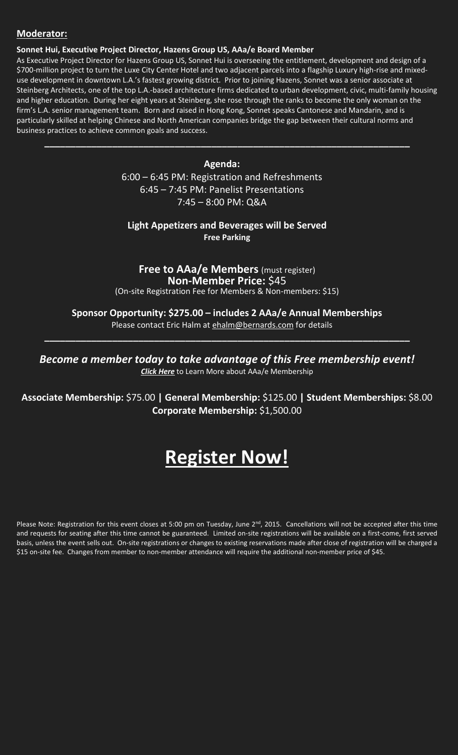## Moderator:

**Sonnet Hui, Executive Project Director, Hazens Group US, AAa/e Board Member**

As Executive Project Director for Hazens Group US, Sonnet Hui is overseeing the entitlement, development and design of a $700-million project to turn the Luxe City Center Hotel and two adjacent parcels into a flagship Luxury high-rise and mixed-use development in downtown L.A.'s fastest growing district. Prior to joining Hazens, Sonnet was a senior associate at Steinberg Architects, one of the top L.A.-based architecture firms dedicated to urban development, civic, multi-family housing and higher education. During her eight years at Steinberg, she rose through the ranks to become the only woman on the firm's L.A. senior management team. Born and raised in Hong Kong, Sonnet speaks Cantonese and Mandarin, and is particularly skilled at helping Chinese and North American companies bridge the gap between their cultural norms and business practices to achieve common goals and success.

---

**Agenda:**

6:00 – 6:45 PM: Registration and Refreshments
6:45 – 7:45 PM: Panelist Presentations
7:45 – 8:00 PM: Q&A

**Light Appetizers and Beverages will be Served**
**Free Parking**

**Free to AAa/e Members** (must register)
**Non-Member Price:** $45
(On-site Registration Fee for Members & Non-members: $15)

**Sponsor Opportunity: $275.00 – includes 2 AAa/e Annual Memberships**
Please contact Eric Halm at ehalm@bernards.com for details

---

***Become a member today to take advantage of this Free membership event!***
***Click Here*** to Learn More about AAa/e Membership

**Associate Membership:** $75.00 **| General Membership:** $125.00 **| Student Memberships:** $8.00
**Corporate Membership:** $1,500.00

# Register Now!

Please Note: Registration for this event closes at 5:00 pm on Tuesday, June 2nd, 2015. Cancellations will not be accepted after this time and requests for seating after this time cannot be guaranteed. Limited on-site registrations will be available on a first-come, first served basis, unless the event sells out. On-site registrations or changes to existing reservations made after close of registration will be charged a $15 on-site fee. Changes from member to non-member attendance will require the additional non-member price of $45.